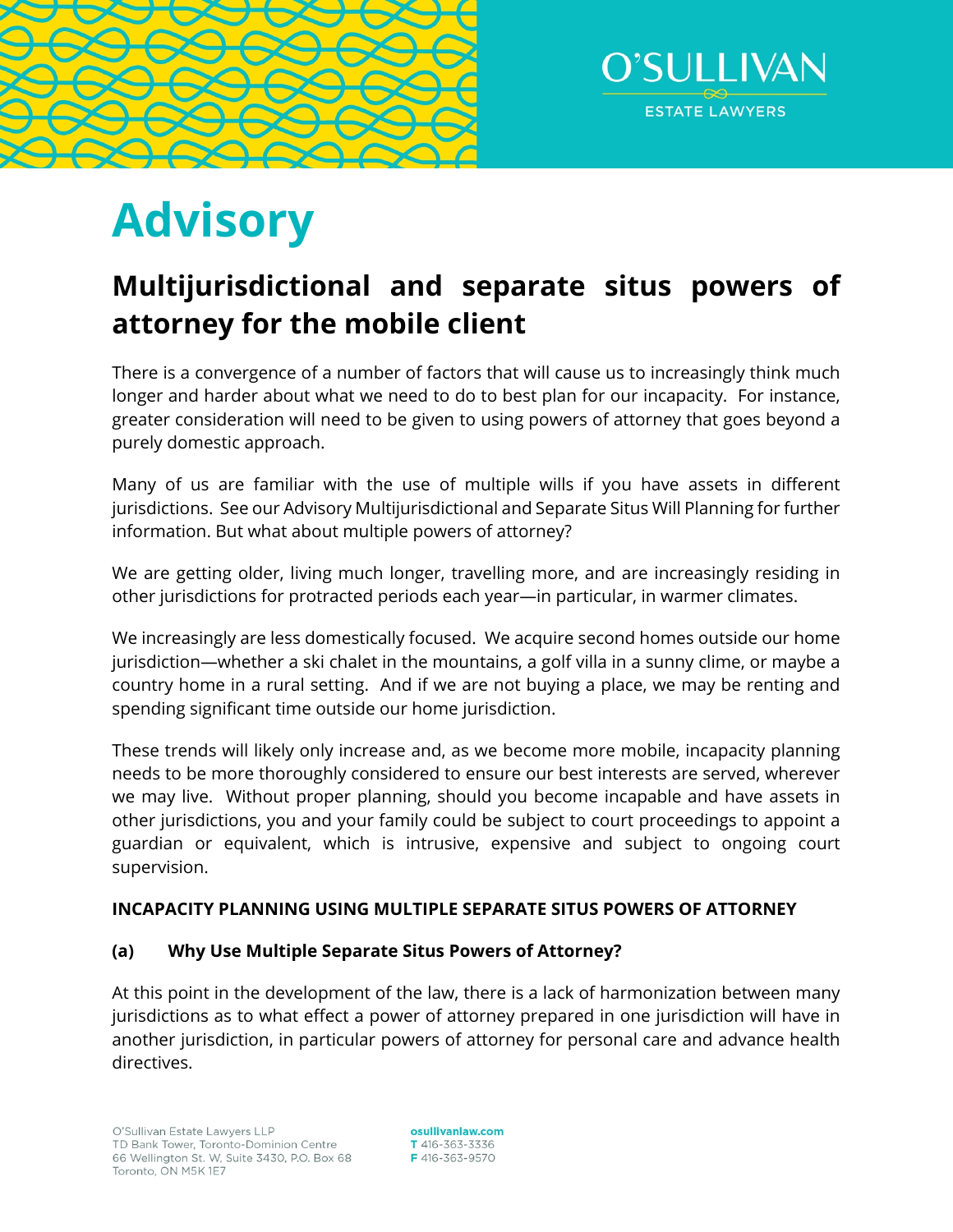O'SULLIVAN

ESTATE LAWYERS

# Advisory

## Multijurisdictional and separate situs powers of attorney for the mobile client

There is a convergence of a number of factors that will cause us to increasingly think much longer and harder about what we need to do to best plan for our incapacity. For instance, greater consideration will need to be given to using powers of attorney that goes beyond a purely domestic approach.

Many of us are familiar with the use of multiple wills if you have assets in different jurisdictions. See our Advisory Multijurisdictional and Separate Situs Will Planning for further information. But what about multiple powers of attorney?

We are getting older, living much longer, travelling more, and are increasingly residing in other jurisdictions for protracted periods each year—in particular, in warmer climates.

We increasingly are less domestically focused. We acquire second homes outside our home jurisdiction—whether a ski chalet in the mountains, a golf villa in a sunny clime, or maybe a country home in a rural setting. And if we are not buying a place, we may be renting and spending significant time outside our home jurisdiction.

These trends will likely only increase and, as we become more mobile, incapacity planning needs to be more thoroughly considered to ensure our best interests are served, wherever we may live. Without proper planning, should you become incapable and have assets in other jurisdictions, you and your family could be subject to court proceedings to appoint a guardian or equivalent, which is intrusive, expensive and subject to ongoing court supervision.

### INCAPACITY PLANNING USING MULTIPLE SEPARATE SITUS POWERS OF ATTORNEY

#### (a) Why Use Multiple Separate Situs Powers of Attorney?

At this point in the development of the law, there is a lack of harmonization between many jurisdictions as to what effect a power of attorney prepared in one jurisdiction will have in another jurisdiction, in particular powers of attorney for personal care and advance health directives.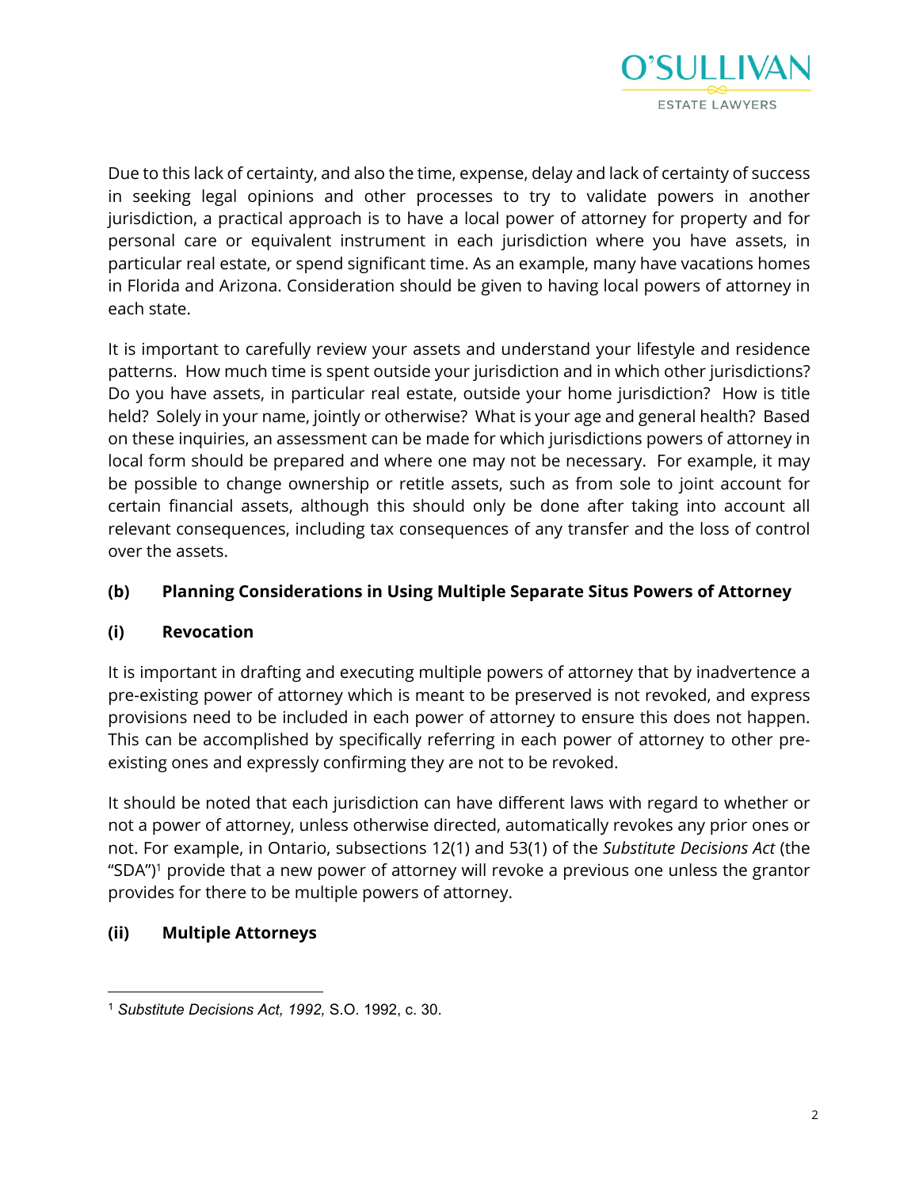Due to this lack of certainty, and also the time, expense, delay and lack of certainty of success in seeking legal opinions and other processes to try to validate powers in another jurisdiction, a practical approach is to have a local power of attorney for property and for personal care or equivalent instrument in each jurisdiction where you have assets, in particular real estate, or spend significant time. As an example, many have vacations homes in Florida and Arizona. Consideration should be given to having local powers of attorney in each state.

It is important to carefully review your assets and understand your lifestyle and residence patterns. How much time is spent outside your jurisdiction and in which other jurisdictions? Do you have assets, in particular real estate, outside your home jurisdiction? How is title held? Solely in your name, jointly or otherwise? What is your age and general health? Based on these inquiries, an assessment can be made for which jurisdictions powers of attorney in local form should be prepared and where one may not be necessary. For example, it may be possible to change ownership or retitle assets, such as from sole to joint account for certain financial assets, although this should only be done after taking into account all relevant consequences, including tax consequences of any transfer and the loss of control over the assets.

### (b) Planning Considerations in Using Multiple Separate Situs Powers of Attorney

#### (i) Revocation

It is important in drafting and executing multiple powers of attorney that by inadvertence a pre-existing power of attorney which is meant to be preserved is not revoked, and express provisions need to be included in each power of attorney to ensure this does not happen. This can be accomplished by specifically referring in each power of attorney to other pre-existing ones and expressly confirming they are not to be revoked.

It should be noted that each jurisdiction can have different laws with regard to whether or not a power of attorney, unless otherwise directed, automatically revokes any prior ones or not. For example, in Ontario, subsections 12(1) and 53(1) of the *Substitute Decisions Act* (the "SDA")[1] provide that a new power of attorney will revoke a previous one unless the grantor provides for there to be multiple powers of attorney.

#### (ii) Multiple Attorneys

---

[1] *Substitute Decisions Act, 1992,* S.O. 1992, c. 30.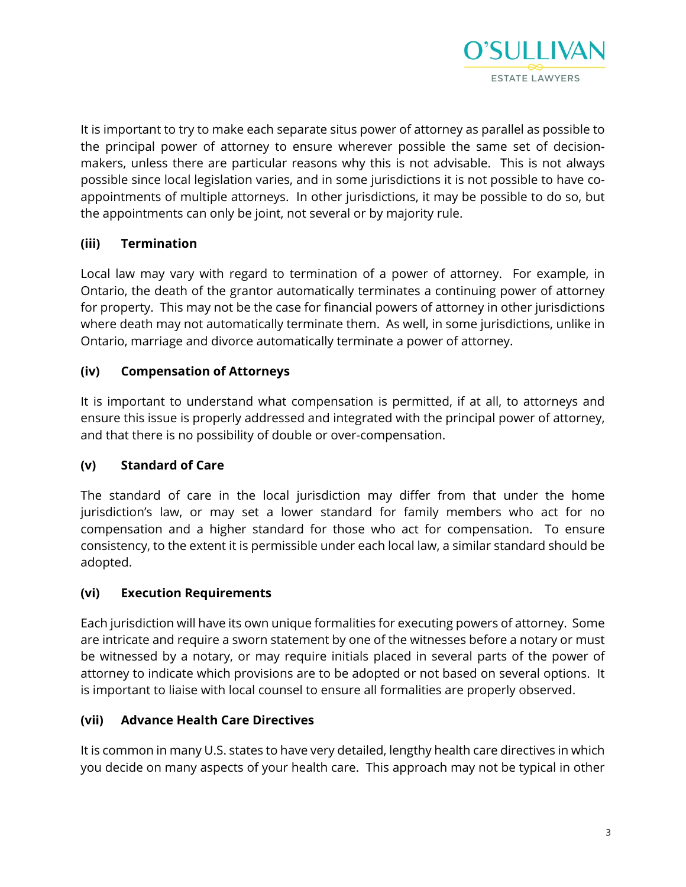It is important to try to make each separate situs power of attorney as parallel as possible to the principal power of attorney to ensure wherever possible the same set of decision-makers, unless there are particular reasons why this is not advisable. This is not always possible since local legislation varies, and in some jurisdictions it is not possible to have co-appointments of multiple attorneys. In other jurisdictions, it may be possible to do so, but the appointments can only be joint, not several or by majority rule.

### (iii) Termination

Local law may vary with regard to termination of a power of attorney. For example, in Ontario, the death of the grantor automatically terminates a continuing power of attorney for property. This may not be the case for financial powers of attorney in other jurisdictions where death may not automatically terminate them. As well, in some jurisdictions, unlike in Ontario, marriage and divorce automatically terminate a power of attorney.

### (iv) Compensation of Attorneys

It is important to understand what compensation is permitted, if at all, to attorneys and ensure this issue is properly addressed and integrated with the principal power of attorney, and that there is no possibility of double or over-compensation.

### (v) Standard of Care

The standard of care in the local jurisdiction may differ from that under the home jurisdiction's law, or may set a lower standard for family members who act for no compensation and a higher standard for those who act for compensation. To ensure consistency, to the extent it is permissible under each local law, a similar standard should be adopted.

### (vi) Execution Requirements

Each jurisdiction will have its own unique formalities for executing powers of attorney. Some are intricate and require a sworn statement by one of the witnesses before a notary or must be witnessed by a notary, or may require initials placed in several parts of the power of attorney to indicate which provisions are to be adopted or not based on several options. It is important to liaise with local counsel to ensure all formalities are properly observed.

### (vii) Advance Health Care Directives

It is common in many U.S. states to have very detailed, lengthy health care directives in which you decide on many aspects of your health care. This approach may not be typical in other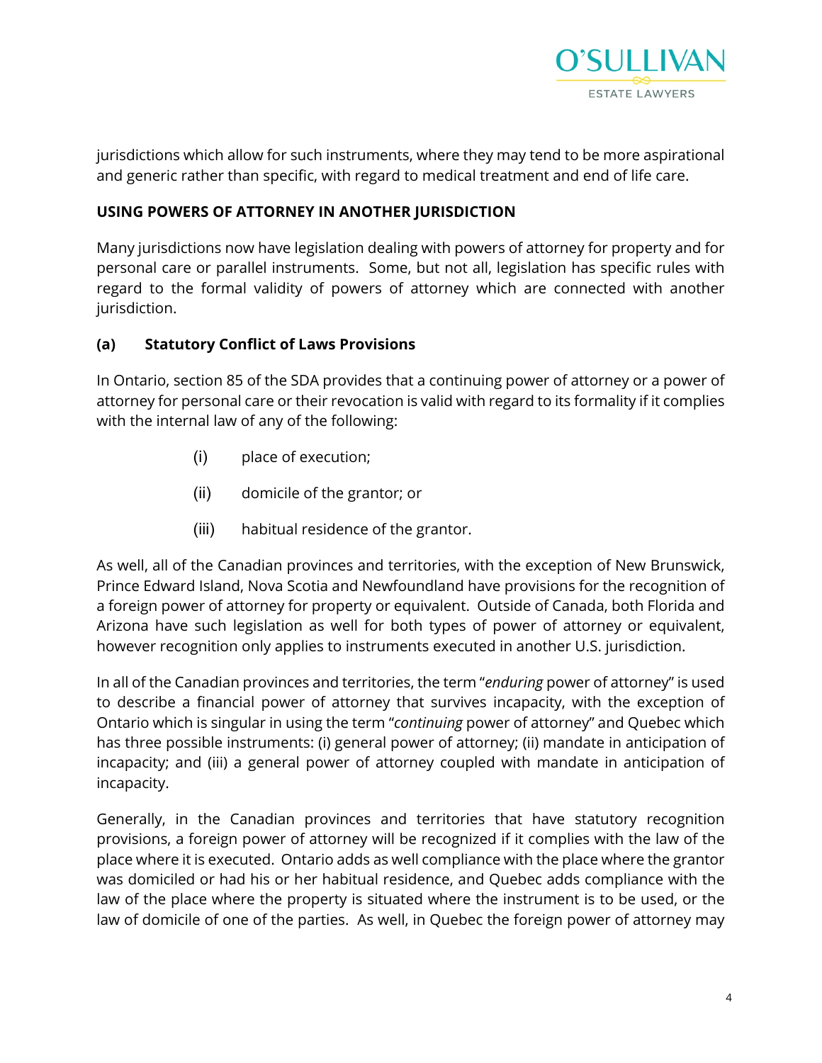jurisdictions which allow for such instruments, where they may tend to be more aspirational and generic rather than specific, with regard to medical treatment and end of life care.

**USING POWERS OF ATTORNEY IN ANOTHER JURISDICTION**

Many jurisdictions now have legislation dealing with powers of attorney for property and for personal care or parallel instruments. Some, but not all, legislation has specific rules with regard to the formal validity of powers of attorney which are connected with another jurisdiction.

**(a) Statutory Conflict of Laws Provisions**

In Ontario, section 85 of the SDA provides that a continuing power of attorney or a power of attorney for personal care or their revocation is valid with regard to its formality if it complies with the internal law of any of the following:

- (i) place of execution;
- (ii) domicile of the grantor; or
- (iii) habitual residence of the grantor.

As well, all of the Canadian provinces and territories, with the exception of New Brunswick, Prince Edward Island, Nova Scotia and Newfoundland have provisions for the recognition of a foreign power of attorney for property or equivalent. Outside of Canada, both Florida and Arizona have such legislation as well for both types of power of attorney or equivalent, however recognition only applies to instruments executed in another U.S. jurisdiction.

In all of the Canadian provinces and territories, the term "*enduring* power of attorney" is used to describe a financial power of attorney that survives incapacity, with the exception of Ontario which is singular in using the term "*continuing* power of attorney" and Quebec which has three possible instruments: (i) general power of attorney; (ii) mandate in anticipation of incapacity; and (iii) a general power of attorney coupled with mandate in anticipation of incapacity.

Generally, in the Canadian provinces and territories that have statutory recognition provisions, a foreign power of attorney will be recognized if it complies with the law of the place where it is executed. Ontario adds as well compliance with the place where the grantor was domiciled or had his or her habitual residence, and Quebec adds compliance with the law of the place where the property is situated where the instrument is to be used, or the law of domicile of one of the parties. As well, in Quebec the foreign power of attorney may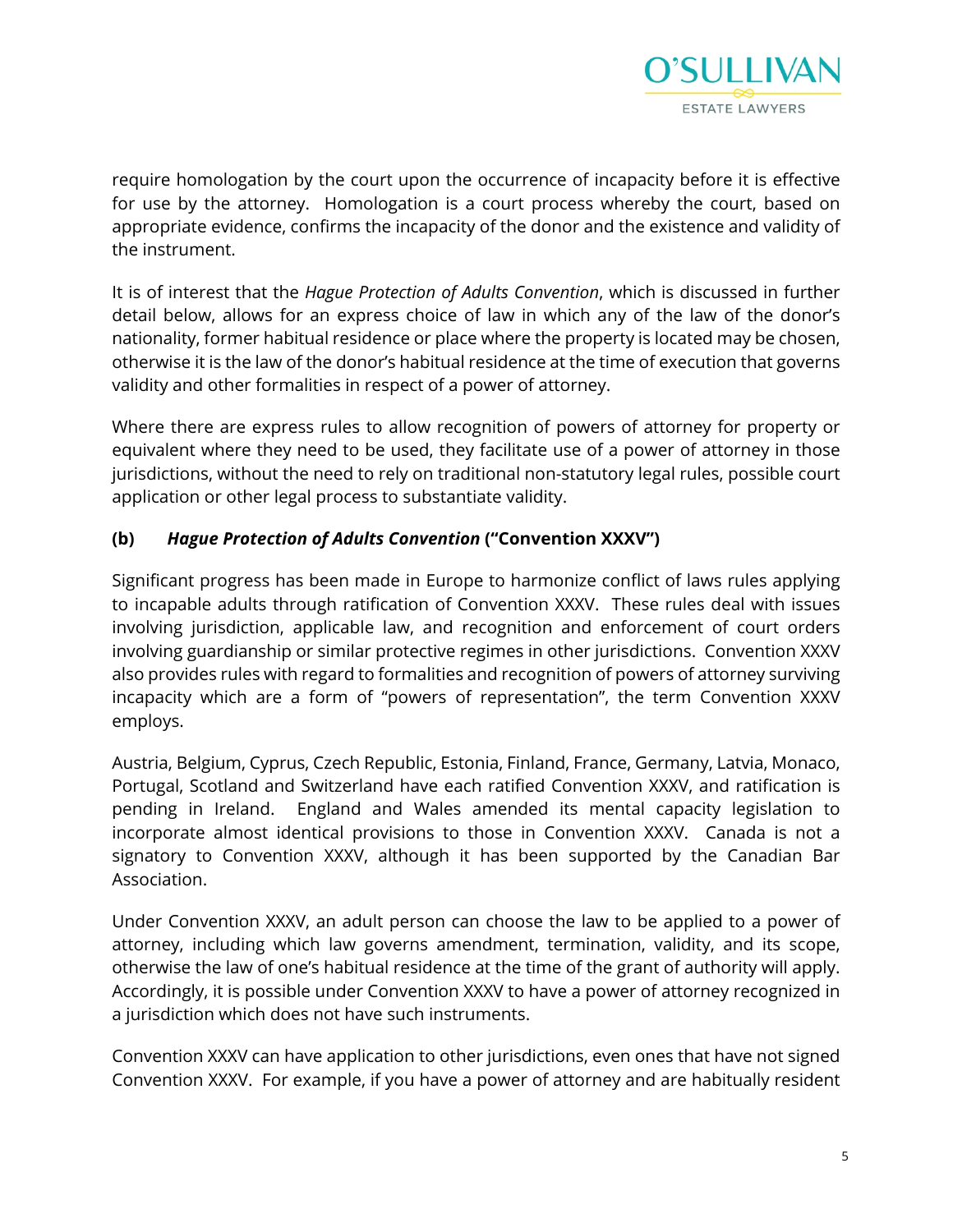require homologation by the court upon the occurrence of incapacity before it is effective for use by the attorney. Homologation is a court process whereby the court, based on appropriate evidence, confirms the incapacity of the donor and the existence and validity of the instrument.

It is of interest that the *Hague Protection of Adults Convention*, which is discussed in further detail below, allows for an express choice of law in which any of the law of the donor's nationality, former habitual residence or place where the property is located may be chosen, otherwise it is the law of the donor's habitual residence at the time of execution that governs validity and other formalities in respect of a power of attorney.

Where there are express rules to allow recognition of powers of attorney for property or equivalent where they need to be used, they facilitate use of a power of attorney in those jurisdictions, without the need to rely on traditional non-statutory legal rules, possible court application or other legal process to substantiate validity.

### (b) *Hague Protection of Adults Convention* ("Convention XXXV")

Significant progress has been made in Europe to harmonize conflict of laws rules applying to incapable adults through ratification of Convention XXXV. These rules deal with issues involving jurisdiction, applicable law, and recognition and enforcement of court orders involving guardianship or similar protective regimes in other jurisdictions. Convention XXXV also provides rules with regard to formalities and recognition of powers of attorney surviving incapacity which are a form of "powers of representation", the term Convention XXXV employs.

Austria, Belgium, Cyprus, Czech Republic, Estonia, Finland, France, Germany, Latvia, Monaco, Portugal, Scotland and Switzerland have each ratified Convention XXXV, and ratification is pending in Ireland. England and Wales amended its mental capacity legislation to incorporate almost identical provisions to those in Convention XXXV. Canada is not a signatory to Convention XXXV, although it has been supported by the Canadian Bar Association.

Under Convention XXXV, an adult person can choose the law to be applied to a power of attorney, including which law governs amendment, termination, validity, and its scope, otherwise the law of one's habitual residence at the time of the grant of authority will apply. Accordingly, it is possible under Convention XXXV to have a power of attorney recognized in a jurisdiction which does not have such instruments.

Convention XXXV can have application to other jurisdictions, even ones that have not signed Convention XXXV. For example, if you have a power of attorney and are habitually resident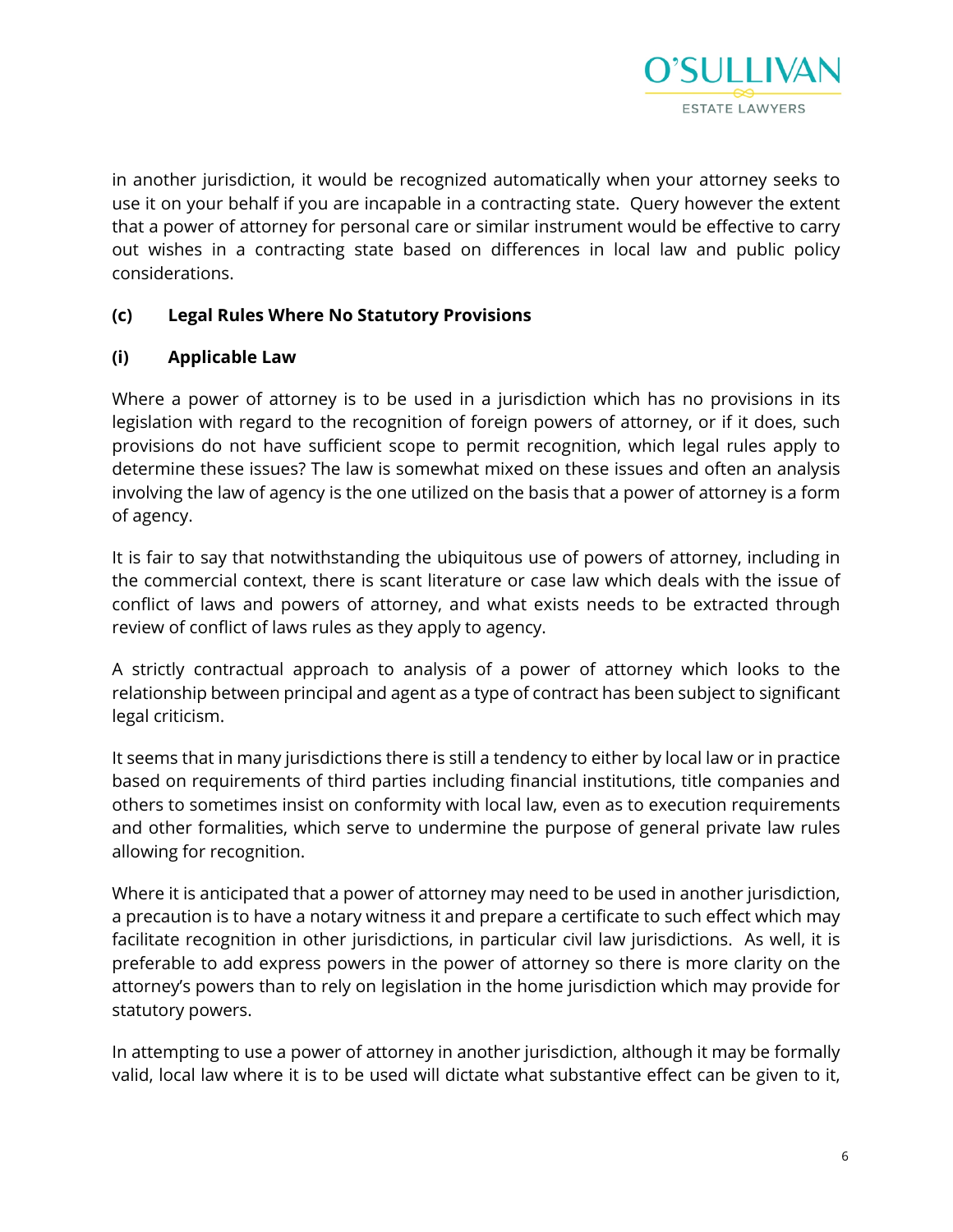in another jurisdiction, it would be recognized automatically when your attorney seeks to use it on your behalf if you are incapable in a contracting state. Query however the extent that a power of attorney for personal care or similar instrument would be effective to carry out wishes in a contracting state based on differences in local law and public policy considerations.

### (c) Legal Rules Where No Statutory Provisions

#### (i) Applicable Law

Where a power of attorney is to be used in a jurisdiction which has no provisions in its legislation with regard to the recognition of foreign powers of attorney, or if it does, such provisions do not have sufficient scope to permit recognition, which legal rules apply to determine these issues? The law is somewhat mixed on these issues and often an analysis involving the law of agency is the one utilized on the basis that a power of attorney is a form of agency.

It is fair to say that notwithstanding the ubiquitous use of powers of attorney, including in the commercial context, there is scant literature or case law which deals with the issue of conflict of laws and powers of attorney, and what exists needs to be extracted through review of conflict of laws rules as they apply to agency.

A strictly contractual approach to analysis of a power of attorney which looks to the relationship between principal and agent as a type of contract has been subject to significant legal criticism.

It seems that in many jurisdictions there is still a tendency to either by local law or in practice based on requirements of third parties including financial institutions, title companies and others to sometimes insist on conformity with local law, even as to execution requirements and other formalities, which serve to undermine the purpose of general private law rules allowing for recognition.

Where it is anticipated that a power of attorney may need to be used in another jurisdiction, a precaution is to have a notary witness it and prepare a certificate to such effect which may facilitate recognition in other jurisdictions, in particular civil law jurisdictions. As well, it is preferable to add express powers in the power of attorney so there is more clarity on the attorney's powers than to rely on legislation in the home jurisdiction which may provide for statutory powers.

In attempting to use a power of attorney in another jurisdiction, although it may be formally valid, local law where it is to be used will dictate what substantive effect can be given to it,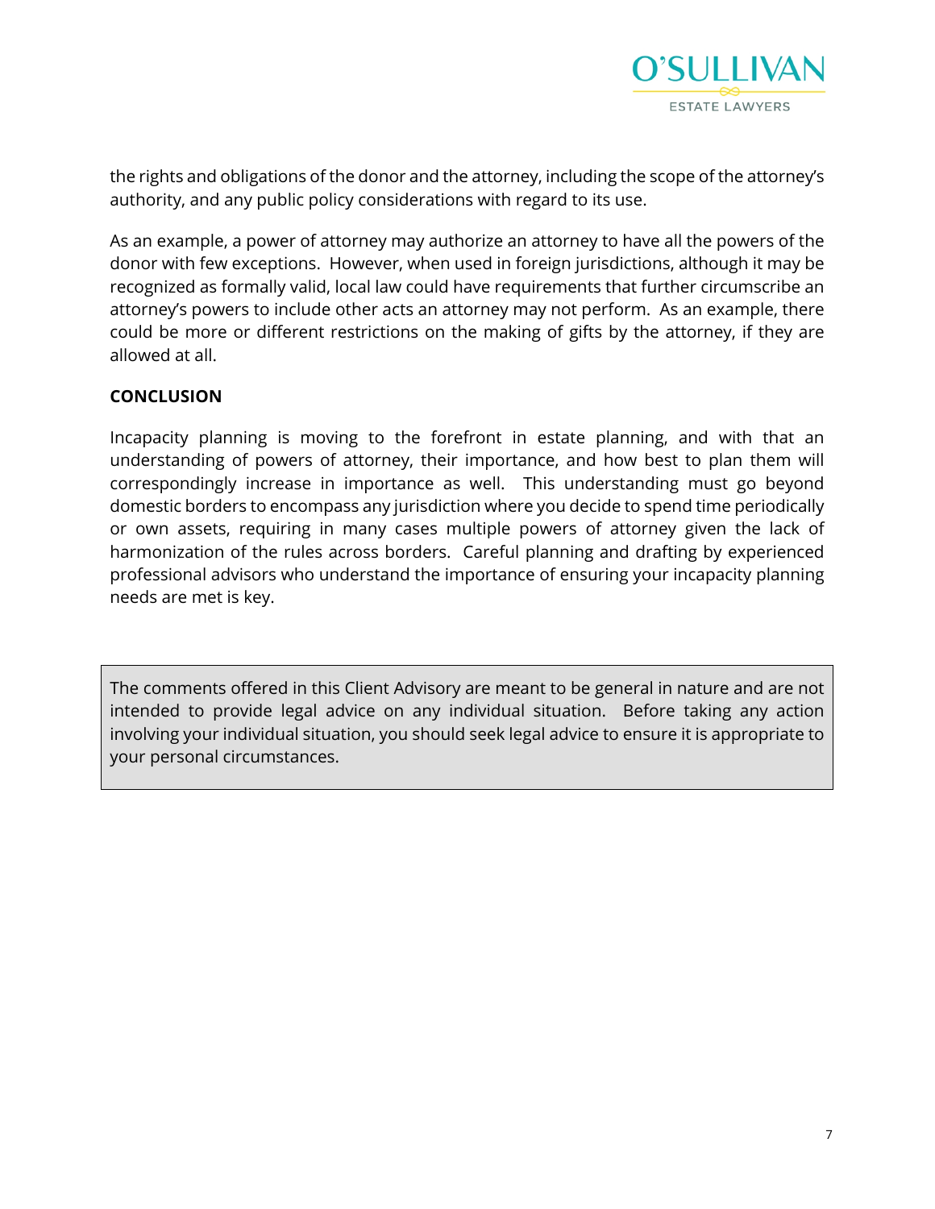the rights and obligations of the donor and the attorney, including the scope of the attorney's authority, and any public policy considerations with regard to its use.

As an example, a power of attorney may authorize an attorney to have all the powers of the donor with few exceptions. However, when used in foreign jurisdictions, although it may be recognized as formally valid, local law could have requirements that further circumscribe an attorney's powers to include other acts an attorney may not perform. As an example, there could be more or different restrictions on the making of gifts by the attorney, if they are allowed at all.

## CONCLUSION

Incapacity planning is moving to the forefront in estate planning, and with that an understanding of powers of attorney, their importance, and how best to plan them will correspondingly increase in importance as well. This understanding must go beyond domestic borders to encompass any jurisdiction where you decide to spend time periodically or own assets, requiring in many cases multiple powers of attorney given the lack of harmonization of the rules across borders. Careful planning and drafting by experienced professional advisors who understand the importance of ensuring your incapacity planning needs are met is key.

> The comments offered in this Client Advisory are meant to be general in nature and are not intended to provide legal advice on any individual situation. Before taking any action involving your individual situation, you should seek legal advice to ensure it is appropriate to your personal circumstances.